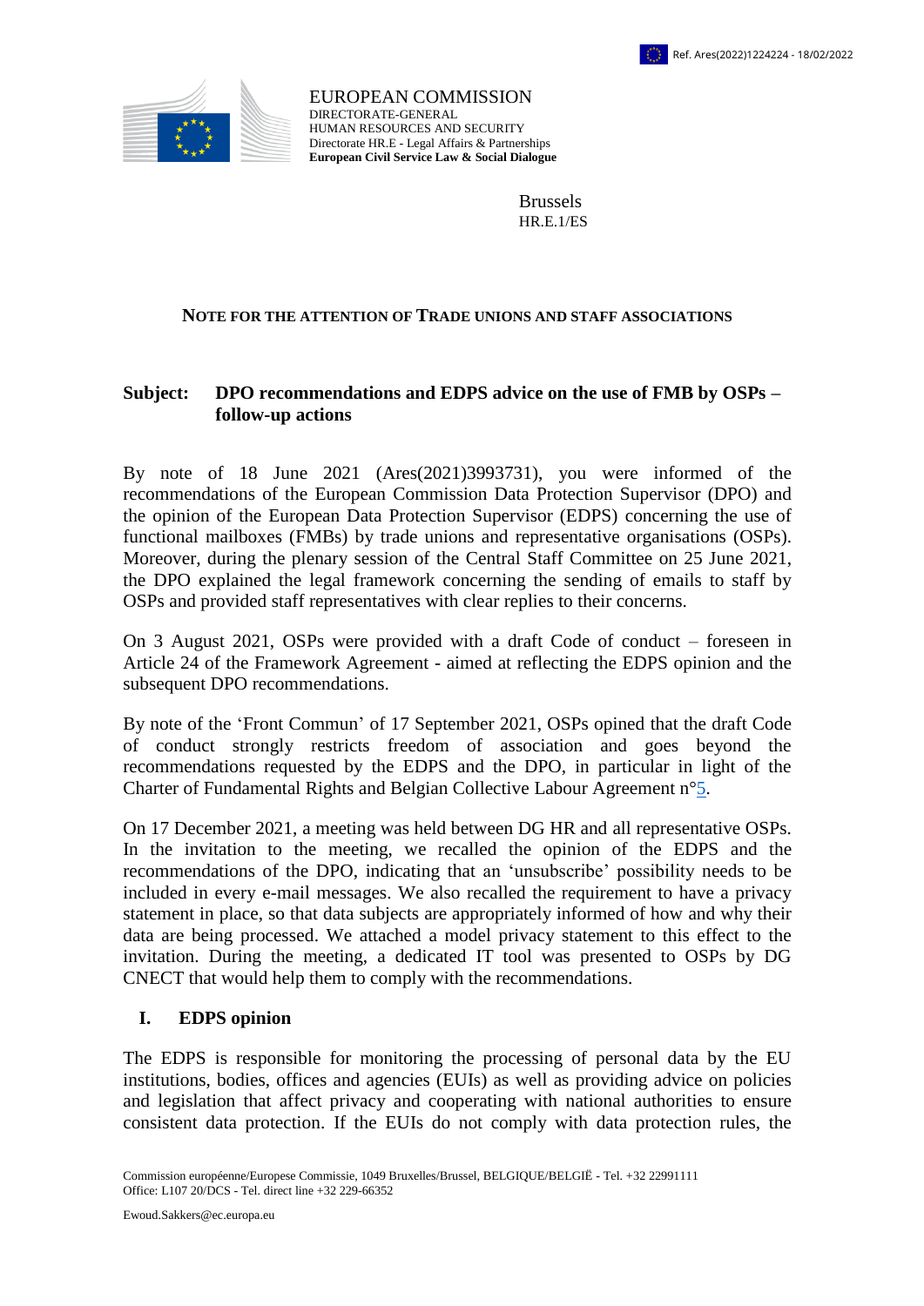Ref. Ares(2022)1224224 - 18/02/2022

EUROPEAN COMMISSION
DIRECTORATE-GENERAL
HUMAN RESOURCES AND SECURITY
Directorate HR.E - Legal Affairs & Partnerships
**European Civil Service Law & Social Dialogue**

Brussels
HR.E.1/ES

**NOTE FOR THE ATTENTION OF TRADE UNIONS AND STAFF ASSOCIATIONS**

**Subject: DPO recommendations and EDPS advice on the use of FMB by OSPs – follow-up actions**

By note of 18 June 2021 (Ares(2021)3993731), you were informed of the recommendations of the European Commission Data Protection Supervisor (DPO) and the opinion of the European Data Protection Supervisor (EDPS) concerning the use of functional mailboxes (FMBs) by trade unions and representative organisations (OSPs). Moreover, during the plenary session of the Central Staff Committee on 25 June 2021, the DPO explained the legal framework concerning the sending of emails to staff by OSPs and provided staff representatives with clear replies to their concerns.

On 3 August 2021, OSPs were provided with a draft Code of conduct – foreseen in Article 24 of the Framework Agreement - aimed at reflecting the EDPS opinion and the subsequent DPO recommendations.

By note of the 'Front Commun' of 17 September 2021, OSPs opined that the draft Code of conduct strongly restricts freedom of association and goes beyond the recommendations requested by the EDPS and the DPO, in particular in light of the Charter of Fundamental Rights and Belgian Collective Labour Agreement n°5.

On 17 December 2021, a meeting was held between DG HR and all representative OSPs. In the invitation to the meeting, we recalled the opinion of the EDPS and the recommendations of the DPO, indicating that an 'unsubscribe' possibility needs to be included in every e-mail messages. We also recalled the requirement to have a privacy statement in place, so that data subjects are appropriately informed of how and why their data are being processed. We attached a model privacy statement to this effect to the invitation. During the meeting, a dedicated IT tool was presented to OSPs by DG CNECT that would help them to comply with the recommendations.

## I. EDPS opinion

The EDPS is responsible for monitoring the processing of personal data by the EU institutions, bodies, offices and agencies (EUIs) as well as providing advice on policies and legislation that affect privacy and cooperating with national authorities to ensure consistent data protection. If the EUIs do not comply with data protection rules, the

Commission européenne/Europese Commissie, 1049 Bruxelles/Brussel, BELGIQUE/BELGIË - Tel. +32 22991111
Office: L107 20/DCS - Tel. direct line +32 229-66352

Ewoud.Sakkers@ec.europa.eu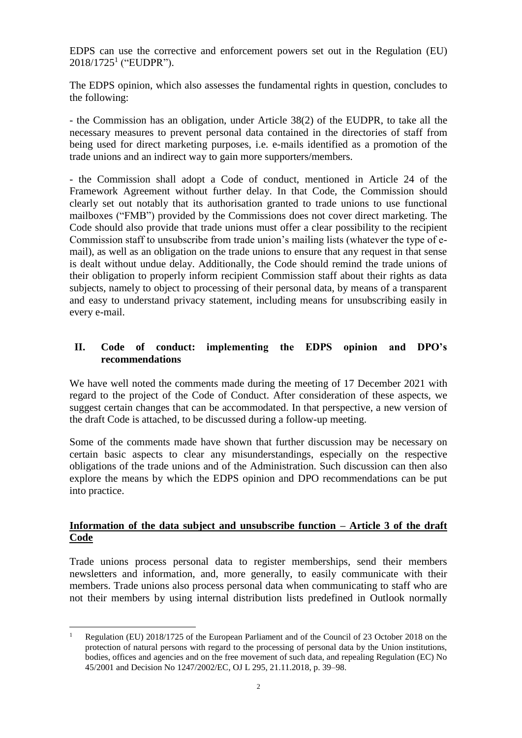EDPS can use the corrective and enforcement powers set out in the Regulation (EU) 2018/1725[1] ("EUDPR").

The EDPS opinion, which also assesses the fundamental rights in question, concludes to the following:

- the Commission has an obligation, under Article 38(2) of the EUDPR, to take all the necessary measures to prevent personal data contained in the directories of staff from being used for direct marketing purposes, i.e. e-mails identified as a promotion of the trade unions and an indirect way to gain more supporters/members.

- the Commission shall adopt a Code of conduct, mentioned in Article 24 of the Framework Agreement without further delay. In that Code, the Commission should clearly set out notably that its authorisation granted to trade unions to use functional mailboxes ("FMB") provided by the Commissions does not cover direct marketing. The Code should also provide that trade unions must offer a clear possibility to the recipient Commission staff to unsubscribe from trade union's mailing lists (whatever the type of e-mail), as well as an obligation on the trade unions to ensure that any request in that sense is dealt without undue delay. Additionally, the Code should remind the trade unions of their obligation to properly inform recipient Commission staff about their rights as data subjects, namely to object to processing of their personal data, by means of a transparent and easy to understand privacy statement, including means for unsubscribing easily in every e-mail.

## II. Code of conduct: implementing the EDPS opinion and DPO's recommendations

We have well noted the comments made during the meeting of 17 December 2021 with regard to the project of the Code of Conduct. After consideration of these aspects, we suggest certain changes that can be accommodated. In that perspective, a new version of the draft Code is attached, to be discussed during a follow-up meeting.

Some of the comments made have shown that further discussion may be necessary on certain basic aspects to clear any misunderstandings, especially on the respective obligations of the trade unions and of the Administration. Such discussion can then also explore the means by which the EDPS opinion and DPO recommendations can be put into practice.

**<u>Information of the data subject and unsubscribe function – Article 3 of the draft Code</u>**

Trade unions process personal data to register memberships, send their members newsletters and information, and, more generally, to easily communicate with their members. Trade unions also process personal data when communicating to staff who are not their members by using internal distribution lists predefined in Outlook normally

[1] Regulation (EU) 2018/1725 of the European Parliament and of the Council of 23 October 2018 on the protection of natural persons with regard to the processing of personal data by the Union institutions, bodies, offices and agencies and on the free movement of such data, and repealing Regulation (EC) No 45/2001 and Decision No 1247/2002/EC, OJ L 295, 21.11.2018, p. 39–98.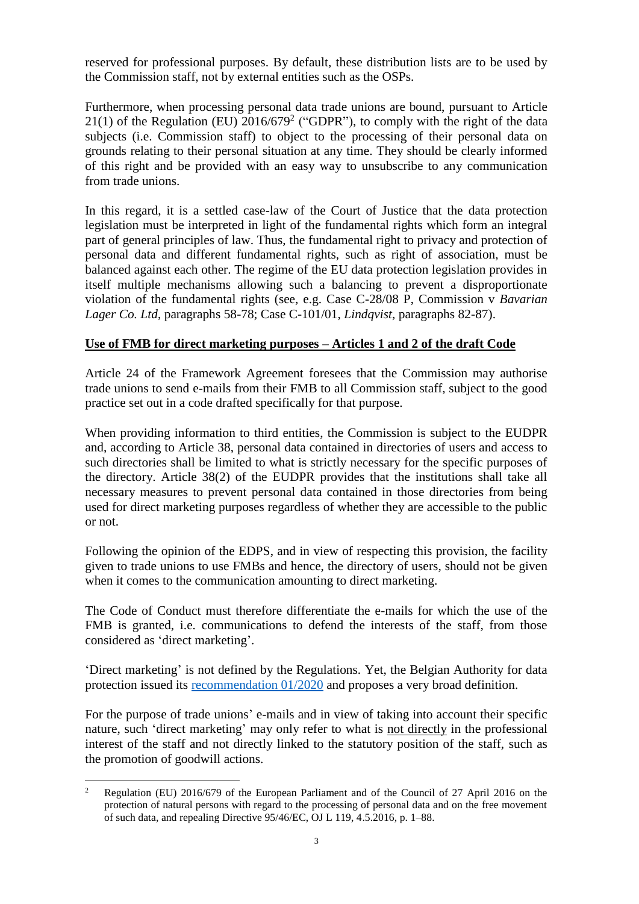reserved for professional purposes. By default, these distribution lists are to be used by the Commission staff, not by external entities such as the OSPs.

Furthermore, when processing personal data trade unions are bound, pursuant to Article 21(1) of the Regulation (EU) 2016/679[2] ("GDPR"), to comply with the right of the data subjects (i.e. Commission staff) to object to the processing of their personal data on grounds relating to their personal situation at any time. They should be clearly informed of this right and be provided with an easy way to unsubscribe to any communication from trade unions.

In this regard, it is a settled case-law of the Court of Justice that the data protection legislation must be interpreted in light of the fundamental rights which form an integral part of general principles of law. Thus, the fundamental right to privacy and protection of personal data and different fundamental rights, such as right of association, must be balanced against each other. The regime of the EU data protection legislation provides in itself multiple mechanisms allowing such a balancing to prevent a disproportionate violation of the fundamental rights (see, e.g. Case C-28/08 P, Commission v *Bavarian Lager Co. Ltd*, paragraphs 58-78; Case C-101/01, *Lindqvist*, paragraphs 82-87).

**Use of FMB for direct marketing purposes – Articles 1 and 2 of the draft Code**

Article 24 of the Framework Agreement foresees that the Commission may authorise trade unions to send e-mails from their FMB to all Commission staff, subject to the good practice set out in a code drafted specifically for that purpose.

When providing information to third entities, the Commission is subject to the EUDPR and, according to Article 38, personal data contained in directories of users and access to such directories shall be limited to what is strictly necessary for the specific purposes of the directory. Article 38(2) of the EUDPR provides that the institutions shall take all necessary measures to prevent personal data contained in those directories from being used for direct marketing purposes regardless of whether they are accessible to the public or not.

Following the opinion of the EDPS, and in view of respecting this provision, the facility given to trade unions to use FMBs and hence, the directory of users, should not be given when it comes to the communication amounting to direct marketing.

The Code of Conduct must therefore differentiate the e-mails for which the use of the FMB is granted, i.e. communications to defend the interests of the staff, from those considered as 'direct marketing'.

'Direct marketing' is not defined by the Regulations. Yet, the Belgian Authority for data protection issued its recommendation 01/2020 and proposes a very broad definition.

For the purpose of trade unions' e-mails and in view of taking into account their specific nature, such 'direct marketing' may only refer to what is not directly in the professional interest of the staff and not directly linked to the statutory position of the staff, such as the promotion of goodwill actions.

---

[2] Regulation (EU) 2016/679 of the European Parliament and of the Council of 27 April 2016 on the protection of natural persons with regard to the processing of personal data and on the free movement of such data, and repealing Directive 95/46/EC, OJ L 119, 4.5.2016, p. 1–88.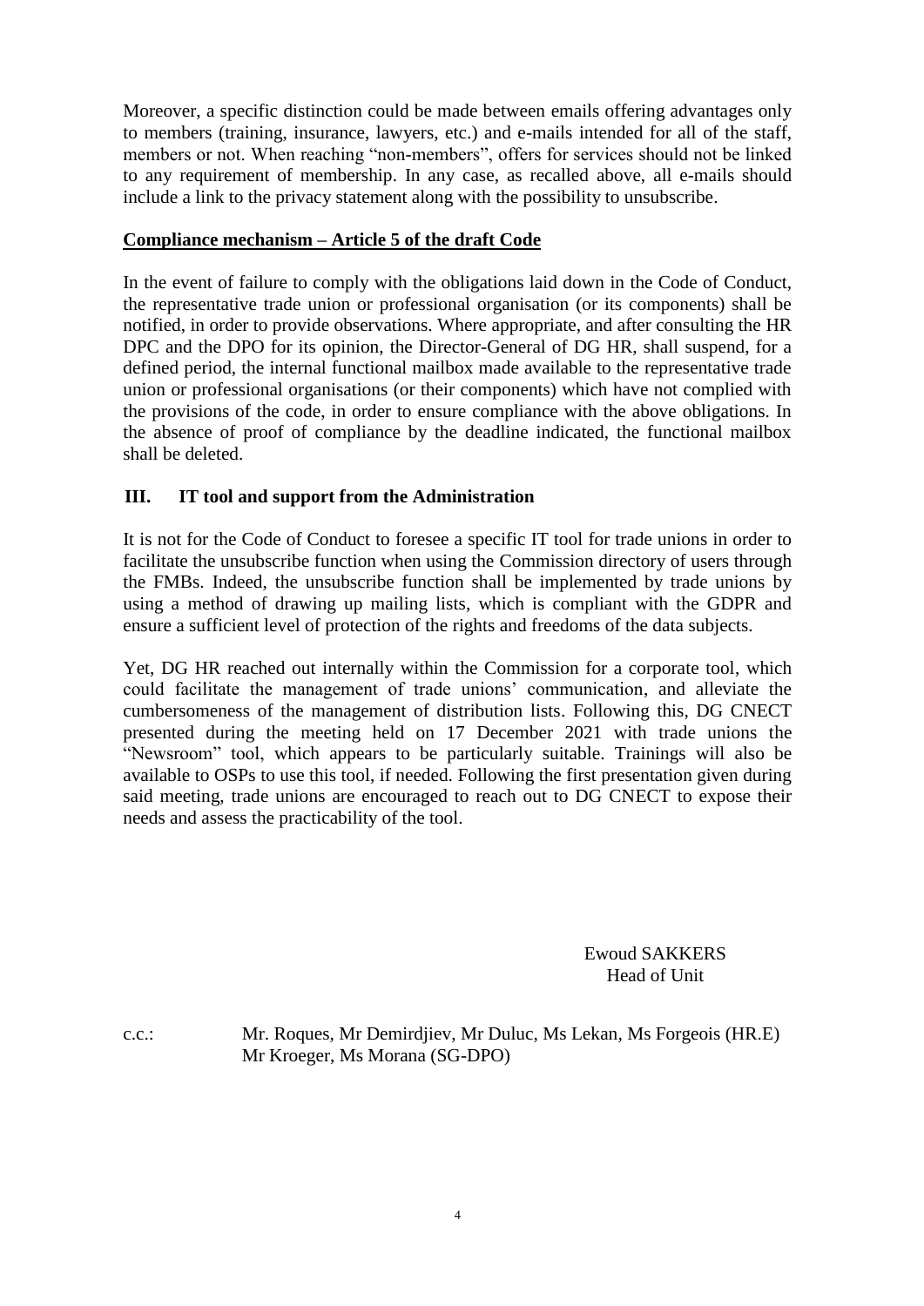Moreover, a specific distinction could be made between emails offering advantages only to members (training, insurance, lawyers, etc.) and e-mails intended for all of the staff, members or not. When reaching "non-members", offers for services should not be linked to any requirement of membership. In any case, as recalled above, all e-mails should include a link to the privacy statement along with the possibility to unsubscribe.

**Compliance mechanism – Article 5 of the draft Code**

In the event of failure to comply with the obligations laid down in the Code of Conduct, the representative trade union or professional organisation (or its components) shall be notified, in order to provide observations. Where appropriate, and after consulting the HR DPC and the DPO for its opinion, the Director-General of DG HR, shall suspend, for a defined period, the internal functional mailbox made available to the representative trade union or professional organisations (or their components) which have not complied with the provisions of the code, in order to ensure compliance with the above obligations. In the absence of proof of compliance by the deadline indicated, the functional mailbox shall be deleted.

## III. IT tool and support from the Administration

It is not for the Code of Conduct to foresee a specific IT tool for trade unions in order to facilitate the unsubscribe function when using the Commission directory of users through the FMBs. Indeed, the unsubscribe function shall be implemented by trade unions by using a method of drawing up mailing lists, which is compliant with the GDPR and ensure a sufficient level of protection of the rights and freedoms of the data subjects.

Yet, DG HR reached out internally within the Commission for a corporate tool, which could facilitate the management of trade unions' communication, and alleviate the cumbersomeness of the management of distribution lists. Following this, DG CNECT presented during the meeting held on 17 December 2021 with trade unions the "Newsroom" tool, which appears to be particularly suitable. Trainings will also be available to OSPs to use this tool, if needed. Following the first presentation given during said meeting, trade unions are encouraged to reach out to DG CNECT to expose their needs and assess the practicability of the tool.

Ewoud SAKKERS
Head of Unit

c.c.: Mr. Roques, Mr Demirdjiev, Mr Duluc, Ms Lekan, Ms Forgeois (HR.E)
Mr Kroeger, Ms Morana (SG-DPO)